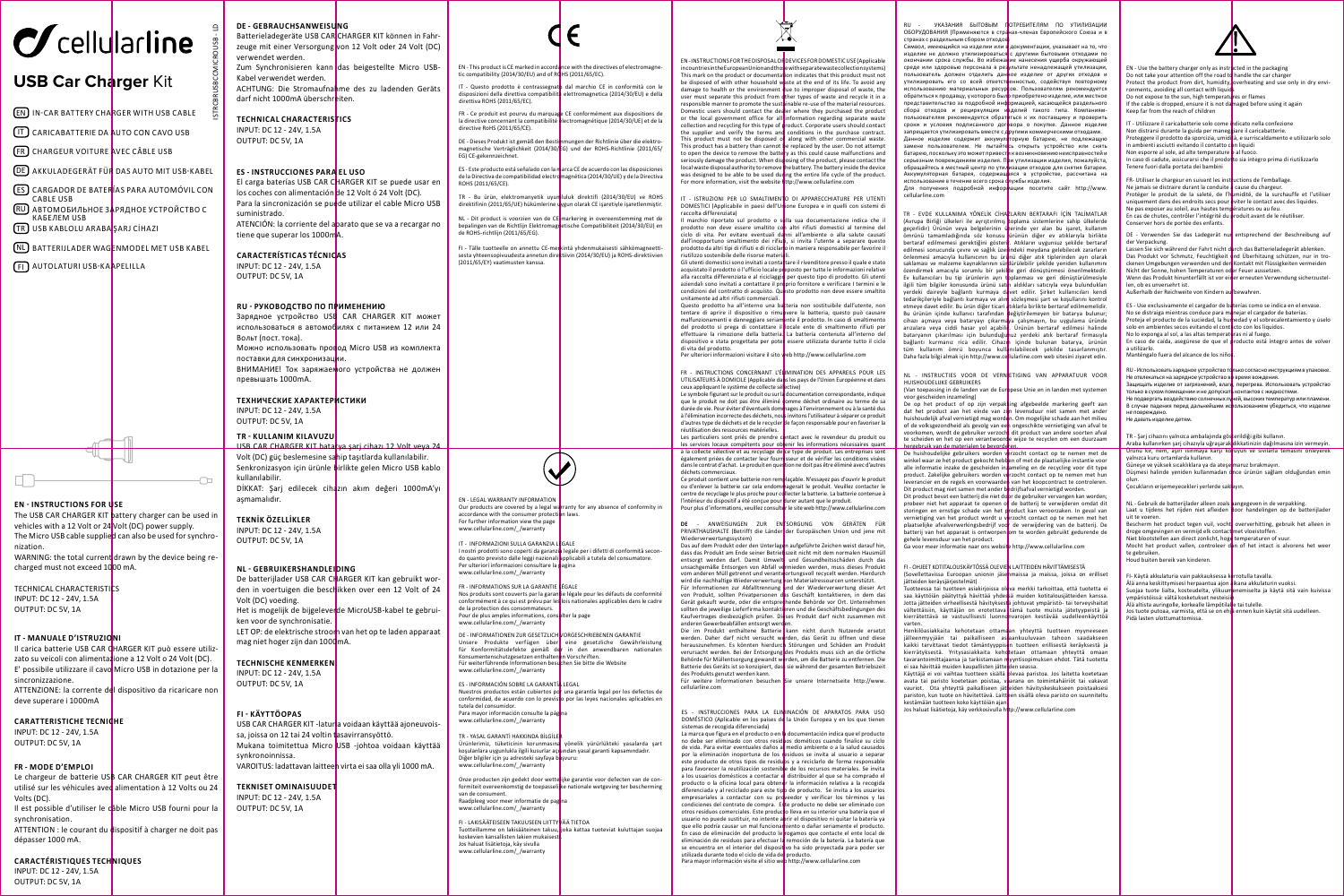# cellularline

## USB Car Charger Kit

EN IN-CAR BATTERY CHARGER WITH USB CABLE

IT CARICABATTERIE DA AUTO CON CAVO USB

FR CHARGEUR VOITURE AVEC CÂBLE USB

DE AKKULADEGERÄT FÜR DAS AUTO MIT USB-KABEL

ES CARGADOR DE BATERÍAS PARA AUTOMÓVIL CON CABLE USB

RU АВТОМОБИЛЬНОЕ ЗАРЯДНОЕ УСТРОЙСТВО С КАБЕЛЕМ USB

TR USB KABLOLU ARABA ŞARJ CİHAZI

NL BATTERIJLADER WAGENMODEL MET USB KABEL

FI AUTOLATURI USB-KAAPELILLA

ISTRCBRUSBCCMICROKIT USB - LD

### EN - INSTRUCTIONS FOR USE

The USB CAR CHARGER KIT battery charger can be used in vehicles with a 12 Volt or 24 Volt (DC) power supply.
The Micro USB cable supplied can also be used for synchronization.
WARNING: the total current drawn by the device being recharged must not exceed 1000 mA.

TECHNICAL CHARACTERISTICS
INPUT: DC 12 - 24V, 1.5A
OUTPUT: DC 5V, 1A

### IT - MANUALE D'ISTRUZIONI

Il carica batterie USB CAR CHARGER KIT può essere utilizzato su veicoli con alimentazione a 12 Volt o 24 Volt (DC).
E' possibile utilizzare il cavo Micro USB in dotazione per la sincronizzazione.
ATTENZIONE: la corrente del dispositivo da ricaricare non deve superare i 1000mA

CARATTERISTICHE TECNICHE
INPUT: DC 12 - 24V, 1.5A
OUTPUT: DC 5V, 1A

### FR - MODE D'EMPLOI

Le chargeur de batterie USB CAR CHARGER KIT peut être utilisé sur les véhicules avec alimentation à 12 Volts ou 24 Volts (DC).
Il est possible d'utiliser le câble Micro USB fourni pour la synchronisation.
ATTENTION : le courant du dispositif à charger ne doit pas dépasser 1000 mA.

CARACTÉRISTIQUES TECHNIQUES
INPUT: DC 12 - 24V, 1.5A
OUTPUT: DC 5V, 1A

### DE - GEBRAUCHSANWEISUNG

Batterieladegeräte USB CAR CHARGER KIT können in Fahrzeuge mit einer Versorgung von 12 Volt oder 24 Volt (DC) verwendet werden.
Zum Synchronisieren kann das beigestellte Micro USB-Kabel verwendet werden.
ACHTUNG: Die Stromaufnahme des zu ladenden Geräts darf nicht 1000mA überschreiten.

TECHNICAL CHARACTERISTICS
INPUT: DC 12 - 24V, 1.5A
OUTPUT: DC 5V, 1A

### ES - INSTRUCCIONES PARA EL USO

El carga baterías USB CAR CHARGER KIT se puede usar en los coches con alimentación de 12 Volt ó 24 Volt (DC).
Para la sincronización se puede utilizar el cable Micro USB suministrado.
ATENCIÓN: la corriente del aparato que se va a recargar no tiene que superar los 1000mA.

CARACTERÍSTICAS TÉCNICAS
INPUT: DC 12 - 24V, 1.5A
OUTPUT: DC 5V, 1A

### RU - РУКОВОДСТВО ПО ПРИМЕНЕНИЮ

Зарядное устройство USB CAR CHARGER KIT может использоваться в автомобилях с питанием 12 или 24 Вольт (пост. тока).
Можно использовать провод Micro USB из комплекта поставки для синхронизации.
ВНИМАНИЕ! Ток заряжаемого устройства не должен превышать 1000mA.

ТЕХНИЧЕСКИЕ ХАРАКТЕРИСТИКИ
INPUT: DC 12 - 24V, 1.5A
OUTPUT: DC 5V, 1A

### TR - KULLANIM KILAVUZU

USB CAR CHARGER KIT batarya şarj cihazı 12 Volt veya 24 Volt (DC) güç beslemesine sahip taşıtlarda kullanılabilir.
Senkronizasyon için ürünle birlikte gelen Micro USB kablo kullanılabilir.
DİKKAT: Şarj edilecek cihazın akım değeri 1000mA'yı aşmamalıdır.

TEKNİK ÖZELLİKLER
INPUT: DC 12 - 24V, 1.5A
OUTPUT: DC 5V, 1A

### NL - GEBRUIKERSHANDLEIDING

De batterijlader USB CAR CHARGER KIT kan gebruikt worden in voertuigen die beschikken over een 12 Volt of 24 Volt (DC) voeding.
Het is mogelijk de bijgeleverde MicroUSB-kabel te gebruiken voor de synchronisatie.
LET OP: de elektrische stroom van het op te laden apparaat mag niet hoger zijn dan 1000mA.

TECHNISCHE KENMERKEN
INPUT: DC 12 - 24V, 1.5A
OUTPUT: DC 5V, 1A

### FI - KÄYTTÖOPAS

USB CAR CHARGER KIT -laturia voidaan käyttää ajoneuvoissa, joissa on 12 tai 24 voltin tasavirransyöttö.
Mukana toimitettua Micro USB -johtoa voidaan käyttää synkronoinnissa.
VAROITUS: ladattavan laitteen virta ei saa olla yli 1000 mA.

TEKNISET OMINAISUUDET
INPUT: DC 12 - 24V, 1.5A
OUTPUT: DC 5V, 1A

CE

EN - This product is CE marked in accordance with the directives of electromagnetic compatibility (2014/30/EU) and of ROHS (2011/65/EC).

IT - Questo prodotto è contrassegnato dal marchio CE in conformità con le disposizioni della direttiva compatibilità elettromagnetica (2014/30/EU) e della direttiva ROHS (2011/65/EC).

FR - Ce produit est pourvu du marquage CE conformément aux dispositions de la directive concernant la compatibilité électromagnétique (2014/30/UE) et de la directive RoHS (2011/65/CE).

DE - Dieses Produkt ist gemäß den Bestimmungen der Richtlinie über die elektromagnetische Verträglichkeit (2014/30/EG) und der ROHS-Richtlinie (2011/65/EG) CE-gekennzeichnet.

ES - Este producto está señalado con la marca CE de acuerdo con las disposiciones de la Directiva de compatibilidad electromagnética (2014/30/UE) y de la Directiva ROHS (2011/65/CE).

TR - Bu ürün, elektromanyetik uyumluluk direktifi (2014/30/EU) ve ROHS direktifinin (2011/65/EC) hükümlerine uygun olarak CE işaretiyle işaretlenmiştir.

NL - Dit product is voorzien van de CE markering in overeenstemming met de bepalingen van de Richtlijn Elektromagnetische Compatibiliteit (2014/30/EU) en de ROHS-richtlijn (2011/65/EG).

FI - Tälle tuotteelle on annettu CE-merkintä yhdenmukaisesti sähkömagneettisesta yhteensopivuudesta annetun direktiivin (2014/30/EU) ja ROHS-direktiivien (2011/65/EY) vaatimusten kanssa.

EN - LEGAL WARRANTY INFORMATION
Our products are covered by a legal warranty for any absence of conformity in accordance with the consumer protection laws.
For further information view the page
www.cellularline.com/_/warranty

IT - INFORMAZIONI SULLA GARANZIA LEGALE
I nostri prodotti sono coperti da garanzia legale per i difetti di conformità secondo quanto previsto dalle leggi nazionali applicabili a tutela del consumatore.
Per ulteriori informazioni consultare la pagina
www.cellularline.com/_/warranty

FR - INFORMATIONS SUR LA GARANTIE LÉGALE
Nos produits sont couverts par la garantie légale pour les défauts de conformité conformément à ce qui est prévu par les lois nationales applicables dans le cadre de la protection des consommateurs.
Pour de plus amples informations, consulter la page
www.cellularline.com/_/warranty

DE - INFORMATIONEN ZUR GESETZLICH VORGESCHRIEBENEN GARANTIE
Unsere Produkte verfügen über eine gesetzliche Gewährleistung für Konformitätsdefekte gemäß der in den anwendbaren nationalen Konsumentenschutzgesetzen enthaltenen Vorschriften.
Für weiterführende Informationen besuchen Sie bitte die Website
www.cellularline.com/_/warranty

ES - INFORMACIÓN SOBRE LA GARANTÍA LEGAL
Nuestros productos están cubiertos por una garantía legal por los defectos de conformidad, de acuerdo con lo previsto por las leyes nacionales aplicables en tutela del consumidor.
Para mayor información consulte la página
www.cellularline.com/_/warranty

TR - YASAL GARANTİ HAKKINDA BİLGİLER
Ürünlerimiz, tüketicinin korunmasına yönelik yürürlükteki yasalarda şart koşulanlara uygunluk ile ilgili kusurlar açısından yasal garanti kapsamındadır.
Diğer bilgiler için şu adresteki sayfaya başvurun:
www.cellularline.com/_/warranty

Onze producten zijn gedekt door wettelijke garantie voor defecten van de conformiteit overeenkomstig de toepasselijke nationale wetgeving ter bescherming van de consument.
Raadpleeg voor meer informatie de pagina
www.cellularline.com/_/warranty

FI - LAKISÄÄTEISEEN TAKUUSEEN LIITTYVÄÄ TIETOA
Tuotteillamme on lakisääteinen takuu, joka kattaa tuotevirheet kuluttajan suojaa koskevien kansallisten lakien mukaisesti.
Jos haluat lisätietoja, käy sivulla
www.cellularline.com/_/warranty

EN - INSTRUCTIONS FOR THE DISPOSAL OF DEVICES FOR DOMESTIC USE (Applicable in countries in the European Union and those with separate waste collection systems)
This mark on the product or documentation indicates that this product must not be disposed of with other household waste at the end of its life. To avoid any damage to health or the environment due to improper disposal of waste, the user must separate this product from other types of waste and recycle it in a responsible manner to promote the sustainable re-use of the material resources. Domestic users should contact the dealer where they purchased the product or the local government office for all information regarding separate waste collection and recycling for this type of product. Corporate users should contact the supplier and verify the terms and conditions in the purchase contract. This product must not be disposed of along with other commercial waste. This product has a battery than cannot be replaced by the user. Do not attempt to open the device to remove the battery as this could cause malfunctions and seriously damage the product. When disposing of the product, please contact the local waste disposal authority to remove the battery. The battery inside the device was designed to be able to be used during the entire life cycle of the product. For more information, visit the website http://www.cellularline.com

IT - ISTRUZIONI PER LO SMALTIMENTO DI APPARECCHIATURE PER UTENTI DOMESTICI (Applicabile in paesi dell'Unione Europea e in quelli con sistemi di raccolta differenziata)
Il marchio riportato sul prodotto o sulla sua documentazione indica che il prodotto non deve essere smaltito con altri rifiuti domestici al termine del ciclo di vita. Per evitare eventuali danni all'ambiente o alla salute causati dall'inopportuno smaltimento dei rifiuti, si invita l'utente a separare questo prodotto da altri tipi di rifiuti e di riciclarlo in maniera responsabile per favorire il riutilizzo sostenibile delle risorse materiali.
Gli utenti domestici sono invitati a contattare il rivenditore presso il quale e stato acquistato il prodotto o l'ufficio locale preposto per tutte le informazioni relative alla raccolta differenziata e al riciclaggio per questo tipo di prodotto. Gli utenti aziendali sono invitati a contattare il proprio fornitore e verificare i termini e le condizioni del contratto di acquisto. Questo prodotto non deve essere smaltito unitamente ad altri rifiuti commerciali.
Questo prodotto ha all'interno una batteria non sostituibile dall'utente, non tentare di aprire il dispositivo o rimuovere la batteria, questo può causare malfunzionamenti e danneggiare seriamente il prodotto. In caso di smaltimento del prodotto si prega di contattare il locale ente di smaltimento rifiuti per effettuare la rimozione della batteria. La batteria contenuta all'interno del dispositivo e stata progettata per poter essere utilizzata durante tutto il ciclo di vita del prodotto.
Per ulteriori informazioni visitare il sito web http://www.cellularline.com

FR - INSTRUCTIONS CONCERNANT L'ÉLIMINATION DES APPAREILS POUR LES UTILISATEURS À DOMICILE (Applicable dans les pays de l'Union Européenne et dans ceux appliquant le système de collecte sélective)
Le symbole figurant sur le produit ou sur la documentation correspondante, indique que le produit ne doit pas être éliminé comme déchet ordinaire au terme de sa durée de vie. Pour éviter d'éventuels dommages à l'environnement ou à la santé dus à l'élimination incorrecte des déchets, nous invitons l'utilisateur à séparer ce produit d'autres type de déchets et de le recycler de façon responsable pour en favoriser la réutilisation des ressources matérielles.
Les particuliers sont priés de prendre contact avec le revendeur du produit ou les services locaux compétents pour obtenir les informations nécessaires quant à la collecte sélective et au recyclage de ce type de produit. Les entreprises sont également priées de contacter leur fournisseur et de vérifier les conditions visées dans le contrat d'achat. Le produit en question ne doit pas être éliminé avec d'autres déchets commerciaux.
Ce produit contient une batterie non remplaçable. N'essayez pas d'ouvrir le produit ou d'enlever la batterie car cela endommagerait le produit. Veuillez contacter le centre de recyclage le plus proche pour collecter la batterie. La batterie contenue à l'intérieur du dispositif a été conçue pour durer autant que le produit.
Pour plus d'informations, veuillez consulter le site web http://www.cellularline.com

DE - ANWEISUNGEN ZUR ENTSORGUNG VON GERÄTEN FÜR PRIVATHAUSHALTE (Betrifft die Länder der Europäischen Union und jene mit Wiederverwertungssystem)
Das auf dem Produkt oder den Unterlagen aufgeführte Zeichen weist darauf hin, dass das Produkt am Ende seiner Betriebszeit nicht mit dem normalen Hausmüll entsorgt werden darf. Damit Umwelt und Gesundheitsschäden durch das unsachgemäße Entsorgen von Abfall vermieden werden, muss dieses Produkt vom anderen Müll getrennt und wiederverwertet werden, um die nachhaltige Wiederverwertung von Materialressourcen unterstützt.
Für Informationen zur Abfalltrennung und der Wiederverwertung dieser Art von Produkt, sollten Privatpersonen das Geschäft kontaktieren, in dem das Gerät gekauft wurde, oder die zuständige Behörde vor Ort. Unternehmen sollten die jeweilige Lieferfirma kontaktieren und die Geschäftsbedingungen des Kaufvertrages diesbezüglich prüfen. Dieses Produkt darf nicht zusammen mit anderen Gewerbeabfällen entsorgt werden.
Die im Produkt enthaltene Batterie kann nicht durch Nutzende ersetzt werden. Daher darf nicht versucht werden, das Gerät zu öffnen und diese herauszunehmen. Es könnten hierdurch Störungen und Schäden am Produkt verursacht werden. Bei der Entsorgung des Produkts muss sich an die örtliche Behörde für Müllentsorgung gewandt werden, um die Batterie zu entfernen. Die Batterie des Geräts ist so konzipiert, dass sie während der gesamten Betriebszeit des Produkts genutzt werden kann.
Für weitere Informationen besuchen Sie unsere Internetseite http://www.cellularline.com

ES - INSTRUCCIONES PARA LA ELIMINACIÓN DE APARATOS PARA USO DOMÉSTICO (Aplicable en los países de la Unión Europea y en los que tienen sistemas de recogida diferenciada)
La marca que figura en el producto o en la documentación indica que el producto no debe ser eliminado con otros residuos domésticos cuando finalice su ciclo de vida. Para evitar eventuales daños al medio ambiente o a la salud causados por la eliminación inoportuna de los residuos se invita al usuario a separar este producto de otros tipos de residuos y a reciclarlo de forma responsable para favorecer la reutilización sostenible de los recursos materiales. Se invita a los usuarios domésticos a contactar al distribuidor al que se ha comprado el producto o la oficina local para obtener la información relativa a la recogida diferenciada y al reciclado para este tipo de producto. Se invita a los usuarios empresariales a contactar con su proveedor y verificar los términos y las condiciones del contrato de compra. Este producto no debe ser eliminado con otros residuos comerciales. Este producto lleva en su interior una batería que el usuario no puede sustituir, no intente abrir el dispositivo ni quitar la batería ya que ello podría causar un mal funcionamiento o dañar seriamente el producto. En caso de eliminación del producto le rogamos que contacte el ente local de eliminación de residuos para efectuar la remoción de la batería. La batería que se encuentra en el interior del dispositivo ha sido proyectada para poder ser utilizada durante todo el ciclo de vida del producto.
Para mayor información visite el sitio web http://www.cellularline.com

RU - УКАЗАНИЯ БЫТОВЫМ ПОТРЕБИТЕЛЯМ ПО УТИЛИЗАЦИИ ОБОРУДОВАНИЯ (Применяются в странах-членах Европейского Союза и в странах с раздельным сбором отходов)
Символ, имеющийся на изделии или в документации, указывает на то, что изделие не должно утилизироваться с другими бытовыми отходами по окончании срока службы. Во избежание нанесения ущерба окружающей среде или здоровью персонала в результате ненадлежащей утилизации, пользователь должен отделить данное изделие от других отходов и утилизировать его со всей ответственностью, содействуя повторному использованию материальных ресурсов. Пользователям рекомендуется обратиться к продавцу, у которого было приобретено изделие, или местное представительство за подробной информацией, касающейся раздельного сбора отходов и рециркуляции изделий такого типа. Компании-пользователи рекомендуется обратиться к их поставщику и проверить сроки и условия подписанного договора о покупке. Данное изделие запрещается утилизировать вместе с другими коммерческими отходами.
Данное изделие содержит аккумуляторную батарею, не подлежащую замене пользователем. Не пытайтесь открыть устройство или снять батарею, поскольку это может привести к возникновению неисправностей и серьезным повреждениям изделия. При утилизации изделия, пожалуйста, обращайтесь в местный центр по утилизации отходов для снятия батареи. Аккумуляторная батарея, содержащаяся в устройстве, рассчитана на использование в течение всего срока службы изделия.
Для получения подробной информации посетите сайт http://www.cellularline.com

TR - EVDE KULLANIMA YÖNELİK CİHAZLARIN BERTARAFI İÇİN TALİMATLAR (Avrupa Birliği ülkeleri ile ayrıştırılmış toplama sistemlerine sahip ülkelerde geçerlidir) Ürünün veya belgelerinin üzerinde yer alan bu işaret, kullanım ömrünü tamamladığında söz konusu ürünün diğer ev atıklarıyla birlikte bertaraf edilmemesi gerektiğini gösterir. Atıkların uygunsuz şekilde bertaraf edilmesi sonucunda çevre ve sağlık üzerindeki meydana gelebilecek zararların önlenmesi amacıyla kullanıcının bu ürünü diğer atık tiplerinden ayrı olarak saklaması ve malzeme kaynaklarının sürdürülebilir şekilde yeniden kullanımını özendirmek amacıyla sorumlu bir şekilde geri dönüştürmesi önerilmektedir.
Ev kullanıcıları bu tip ürünlerin ayrı toplanması ve geri dönüştürülmesiyle ilgili tüm bilgiler konusunda ürünü satın aldıkları satıcıya veya bulundukları yerdeki dairelerle bağlantı kurmaya davet edilir. Şirket kullanıcıları kendi tedarikçileriyle bağlantı kurmaya ve alım sözleşmesi şart ve koşullarını kontrol etmeye davet edilir. Bu ürün diğer ticari atıklarla birlikte bertaraf edilmemelidir. Bu ürünün içinde kullanıcı tarafından değiştirilemeyen bir batarya bulunur; cihazı açmaya veya bataryayı çıkarmaya çalışmayın, bu uygulama üründe arızalara veya ciddi hasar yol açabilir. Ürünün bertaraf edilmesi halinde bataryanın çıkarılması için bulunduğunuz yerdeki atık bertaraf firmasıyla bağlantı kurmanız rica edilir. Cihazın içinde bulunan batarya, ürünün tüm kullanım ömrü boyunca kullanılabilecek şekilde tasarlanmıştır.
Daha fazla bilgi almak için http://www.cellularline.com web sitesini ziyaret edin.

NL - INSTRUCTIES VOOR DE VERNIETIGING VAN APPARATUUR VOOR HUISHOUDELIJKE GEBRUIKERS
(Van toepassing in de landen van de Europese Unie en in landen met systemen voor gescheiden inzameling)
De op het product of op zijn verpakking afgebeelde markering geeft aan dat het product aan het einde van zijn levensduur niet samen met ander huishoudelijk afval vernietigd mag worden. Om mogelijke schade aan het milieu of de volksgezondheid als gevolg van ongeschikte vernietiging van afval te voorkomen, wordt de gebruiker verzocht dit product van andere soorten afval te scheiden en het op een verantwoorde wijze te recyclen om een duurzaam hergebruik van de materialen te bevorderen.
De huishoudelijke gebruikers worden verzocht contact op te nemen met de winkel waar ze het product gekocht hebben of met de plaatselijke instantie voor alle informatie inzake de gescheiden inzameling en de recycling voor dit type product. Zakelijke gebruikers worden verzocht contact op te nemen met hun leverancier en de regels en voorwaarden van het koopcontract te controleren. Dit product mag niet samen met ander bedrijfsafval vernietigd worden.
Dit product bevat een batterij die niet door de gebruiker vervangen kan worden; probeer niet het apparaat te openen of de batterij te verwijderen omdat dit storingen en ernstige schade van het product kan veroorzaken. In geval van vernietiging van het product wordt u verzocht contact op te nemen met het plaatselijke afvalverwerkingsbedrijf voor de verwijdering van de batterij. De batterij van het apparaat is ontworpen om te worden gebruikt gedurende de gehele levensduur van het product.
Ga voor meer informatie naar ons website http://www.cellularline.com

FI - OHJEET KOTITALOUSKÄYTÖSSÄ OLEVIEN LAITTEIDEN HÄVITTÄMISESTÄ
(Sovellettavissa Euroopan unionin jäsenmaissa ja maissa, joissa on erilliset jätteiden keräysjärjestelmät)
Tuotteessa tai tuotteen asiakirjoissa oleva merkki tarkoittaa, että tuotetta ei saa käyttöiän päätyttyä hävittää yhdessä muiden kotitalousjätteiden kanssa. Jotta jätteiden virheellisestä hävityksestä johtuvat ympäristö- tai terveyshaitat vältettäisiin, käyttäjän on erotettava tämä tuote muista jätetyypeistä ja kierrätettävä se vastuullisesti luonnonvarojen kestävää uudelleenkäyttöä varten.
Henkilöasiakkaita kehotetaan ottamaan yhteyttä tuotteen myyneeseen jälleenmyyjään tai paikalliseen viranomaiseen saadakseen lisätietoa tällaisen tuotteen erilliskeräyksestä ja kierrätyksestä. Yritysasiakkaita kehotetaan ottamaan yhteyttä omaan tavarantoimittajaansa ja tarkistamaan myyntisopimuksen ehdot. Tätä tuotetta ei saa hävittää muiden kaupallisten jätteiden seassa.
Käyttäjä ei voi vaihtaa tuotteen sisällä olevaa paristoa. Jos laitetta koetetaan avata tai paristo koetetaan poistaa, vaarana on toimintahäiriöt tai vakavat vauriot. Ota yhteyttä paikalliseen jätteiden hävityskeskukseen poistaaksesi pariston, kun tuote on hävitettävä. Laitteen sisällä oleva paristo on suunniteltu kestämään tuotteen koko käyttöiän ajan.
Jos haluat lisätietoja, käy verkkosivulla http://www.cellularline.com

EN - Use the battery charger only as instructed in the packaging
Do not take your attention off the road to handle the car charger
Protect the product from dirt, humidity, overheating and use only in dry environments, avoiding all contact with liquids
Do not expose to the sun, high temperatures or flames
If the cable is dropped, ensure it is not damaged before using it again
Keep far from the reach of children

IT - Utilizzare il caricabatterie solo come indicato nella confezione
Non distrarsi durante la guida per maneggiare il caricabatterie.
Proteggere il prodotto da sporcizia, umidità, e surriscaldamento e utilizzarlo solo in ambienti asciutti evitando il contatto con liquidi
Non esporre al sole, ad alte temperature o al fuoco.
In caso di caduta, assicurarsi che il prodotto sia integro prima di riutilizzarlo
Tenere fuori dalla portata dei bambini

FR- Utiliser le chargeur en suivant les instructions de l'emballage.
Ne jamais se distraire durant la conduite à cause du chargeur.
Protéger le produit de la saleté, de l'humidité, de la surchauffe et l'utiliser uniquement dans des endroits secs pour éviter le contact avec des liquides.
Ne pas exposer au soleil, aux hautes températures ou au feu.
En cas de chutes, contrôler l'intégrité du produit avant de le réutiliser.
Conserver hors de portée des enfants.

DE - Verwenden Sie das Ladegerät nur entsprechend der Beschreibung auf der Verpackung.
Lassen Sie sich während der Fahrt nicht durch das Batterieladegerät ablenken.
Das Produkt vor Schmutz, Feuchtigkeit und Überhitzung schützen, nur in trockenen Umgebungen verwenden und den Kontakt mit Flüssigkeiten vermeiden
Nicht der Sonne, hohen Temperaturen oder Feuer aussetzen.
Wenn das Produkt hinunterfällt ist vor einer erneuten Verwendung sicherzustellen, ob es unversehrt ist.
Außerhalb der Reichweite von Kindern aufbewahren.

ES - Use exclusivamente el cargador de baterías como se indica en el envase.
No se distraiga mientras conduce para manejar el cargador de baterías.
Proteja el producto de la suciedad, la humedad y el sobrecalentamiento y úselo solo en ambientes secos evitando el contacto con los líquidos.
No lo exponga al sol, a las altas temperaturas ni al fuego.
En caso de caída, asegúrese de que el producto está íntegro antes de volver a utilizarlo.
Manténgalo fuera del alcance de los niños.

RU - Использовать зарядное устройство только согласно инструкциям в упаковке.
Не отвлекаться на зарядное устройство во время вождения.
Защищать изделие от загрязнений, влаги, перегрева. Использовать устройство только в сухом помещении и не допускать контакта с жидкостями.
Не подвергать воздействию солнечных лучей, высоких температур или пламени.
В случае падения перед дальнейшим использованием убедиться, что изделие не повреждено.
Не давать изделие детям.

TR - Şarj cihazını yalnızca ambalajında gösterildiği gibi kullanın.
Araba kullanırken şarj cihazıyla uğraşarak dikkatinizin dağılmasına izin vermeyin.
Ürünü kir, nem, aşırı ısınmaya karşı koruyun ve sıvılarla temasını önleyerek yalnızca kuru ortamlarda kullanın.
Güneşe ve yüksek sıcaklıklara ya da ateşe maruz bırakmayın.
Düşmesi halinde yeniden kullanmadan önce ürünün sağlam olduğundan emin olun.
Çocukların erişemeyecekleri yerlerde saklayın.

NL - Gebruik de batterijlader alleen zoals aangegeven in de verpakking.
Laat u tijdens het rijden niet afleiden door handelingen op de batterijlader uit te voeren.
Bescherm het product tegen vuil, vocht, oververhitting, gebruik het alleen in droge omgevingen en vermijd elk contact met vloeistoffen.
Niet blootstellen aan direct zonlicht, hoge temperaturen of vuur.
Mocht het product vallen, controleer dan of het intact is alvorens het weer te gebruiken.
Houd buiten bereik van kinderen.

FI- Käytä akkulaturia vain pakkauksessa kerrottula tavalla.
Älä anna keskittymisesi herpaantua ajon aikana akkulaturin vuoksi.
Suojaa tuote lialta, kosteudelta, ylikuumenemiselta ja käytä sitä vain kuivissa ympäristöissä: vältä kosketukset nesteisiin.
Älä altista auringolle, korkealle lämpötilalle tai tulelle.
Jos tuote putoaa, varmista, että se on ehjä ennen kuin käytät sitä uudelleen.
Pidä lasten ulottumattomissa.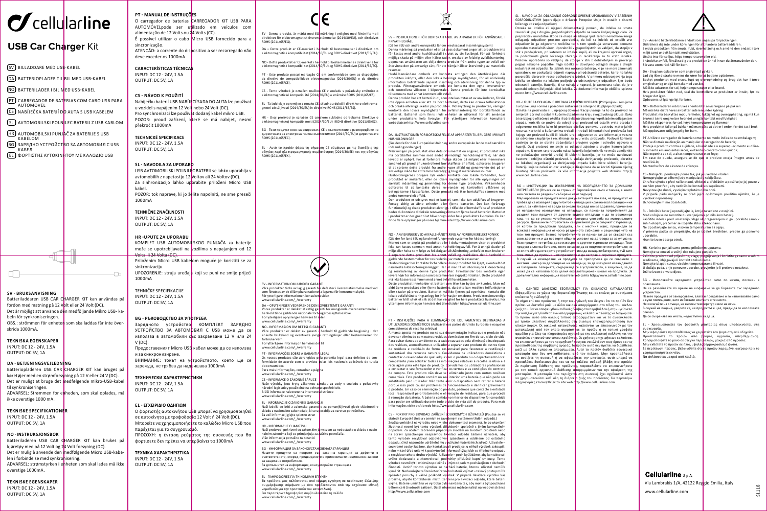# cellularline

## USB Car Charger Kit

SV BILLADDARE MED USB-KABEL

DA BATTERIOPLADER TIL BIL MED USB-KABEL

NO BATTERILADER I BIL MED USB-KABEL

PT CARREGADOR DE BATERIAS COM CABO USB PARA AUTOMÓVEL

CS NABÍJEČKA BATERIÍ DO AUTA S USB KABELEM

SL AVTOMOBILSKI POLNILEC BATERIJ Z USB KABLOM

HR AUTOMOBILSKI PUNJAČ ZA BATERIJE S USB KABELOM

BG ЗАРЯДНО УСТРОЙСТВО ЗА АВТОМОБИЛ С USB КАБЕЛ

EL ΦΟΡΤΙΣΤΗΣ ΑΥΤΟΚΙΝΗΤΟΥ ΜΕ ΚΑΛΩΔΙΟ USB

### SV - BRUKSANVISNING

Batteriladdaren USB CAR CHARGER KIT kan användas på fordon med matning på 12 Volt eller 24 Volt (DC).
Det är möjligt att använda den medföljande Mikro USB- kabeln för synkroniseringen.
OBS.: strömmen för enheten som ska laddas får inte överskrida 1000mA.

#### TEKNISKA EGENSKAPER

INPUT: DC 12 - 24V, 1.5A
OUTPUT: DC 5V, 1A

### DA - BETJENINGSVEJLEDNING

Batteriopladeren USB CAR CHARGER KIT kan bruges på køretøjer med en strømforsyning på 12 V eller 24 V (DC).
Det er muligt at bruge det medfølgende mikro-USB-kabel til synkroniseringen.
ADVARSEL: Strømmen for enheden, som skal oplades, må ikke overstige 1000 mA.

#### TEKNISKE SPECIFIKATIONER

INPUT: DC 12 - 24V, 1.5A
OUTPUT: DC 5V, 1A

### NO -INSTRUKSJONSBOK

Batteriladeren USB CAR CHARGER KIT kan brukes på kjøretøy med på 12 Volt og 24 Volt forsyning (DC).
Det er mulig å anvende den medfølgende Micro USB-kabelen i forbindelse med synkronisering.
ADVARSEL: strømstyrken i enheten som skal lades må ikke overstige 1000mA.

#### TEKNISKE EGENSKAPER

INPUT: DC 12 - 24V, 1.5A
OUTPUT: DC 5V, 1A

### PT - MANUAL DE INSTRUÇÕES

O carregador de baterias CARREGADOR KIT USB PARA AUTOMÓVELpode ser utilizado em veículos com alimentação de 12 Volts ou 24 Volts (CC).
É possível utilizar o cabo Micro USB fornecido para a sincronização.
ATENÇÃO: a corrente do dispositivo a ser recarregado não deve exceder os 1000mA

#### CARACTERÍSTICAS TÉCNICAS

INPUT: DC 12 - 24V, 1.5A
OUTPUT: DC 5V, 1A

### CS - NÁVOD K POUŽITÍ

Nabíječku baterií USB NABÍJEČÍ SADA DO AUTA lze používat u vozidel s napájením 12 Voltů nebo 24 Voltů (DC).
Pro synchronizaci lze používat dodaný kabel mikro USB.
POZOR: proud zařízení, které se má nabíjet, nesmí překročit 1000mA

#### TECHNICKÉ SPECIFIKACE

INPUT: DC 12 - 24V, 1.5A
OUTPUT: DC 5V, 1A

### SL - NAVODILA ZA UPORABO

USB AVTOMOBILSKI POLNILEC BATERIJ se lahko uporablja v avtomobilih z napetostjo 12 Voltov ali 24 Voltov (DC).
Za sinhronizacijo lahko uporabite priloženi Micro USB kabel.
POZOR: tok naprave, ki jo želite napolniti, ne sme preseči 1000mA

#### TEHNIČNE ZNAČILNOSTI

INPUT: DC 12 - 24V, 1.5A
OUTPUT: DC 5V, 1A

### HR -UPUTE ZA UPORABU

KOMPLET USB AUTOMOBILSKOG PUNJAČA za baterije može se upotrebljavati na vozilima s napajanjem od 12 Volta ili 24 Volta (DC).
Priloženim Micro USB kabelom moguće je koristiti se za sinkronizaciju.
UPOZORENJE: struja uređaja koji se puni ne smije prijeći 1000mA

TEHNIČKE SPECIFIKACIJE
INPUT: DC 12 - 24V, 1.5A
OUTPUT: DC 5V, 1A

### BG - РЪКОВОДСТВО ЗА УПОТРЕБА

Зарядното устройство КОМПЛЕКТ ЗАРЯДНО УСТРОЙСТВО ЗА АВТОМОБИЛ С USB може да се използва в автомобили със захранване 12 V или 24 V (DC).
Предоставеният Micro USB кабел може да се използва и за синхронизиране.
ВНИМАНИЕ: токът на устройството, което ще се зарежда, не трябва да надвишава 1000mA

#### ТЕХНИЧЕСКИ ХАРАКТЕРИСТИКИ

INPUT: DC 12 - 24V, 1.5A
OUTPUT: DC 5V, 1A

### EL - ΕΓΧΕΙΡΙΔΙΟ ΟΔΗΓΙΩΝ

Ο φορτιστής αυτοκινήτου USB μπορεί να χρησιμοποιηθεί σε αυτοκίνητα με τροφοδοσία 12 Volt ή 24 Volt (DC).
Μπορείτε να χρησιμοποιήσετε το καλώδιο Micro USB που παρέχεται για το συγχρονισμό.
ΠΡΟΣΟΧΗ: η ένταση ρεύματος της συσκευής που θα φορτίσετε δεν πρέπει να υπερβαίνει τα 1000mA

#### ΤΕΧΝΙΚΑ ΧΑΡΑΚΤΗΡΙΣΤΙΚΑ

INPUT: DC 12 - 24V, 1.5A
OUTPUT: DC 5V, 1A

CE

SV – Denna produkt, är märkt med CE-märkning i enlighet med förskrifterna i direktivet för elektromagnetisk överensstämmelse (2014/30/EU), och direktivet ROHS (2011/65/EG).

DA – Dette produkt er CE-mærket i henhold til bestemmelser i direktivet om elektromagnetisk kompatibilitet (2014/30/EU) og ROHS-direktivet (2011/65/EU).

NO - Dette produktet er CE-merket i henhold til bestemmelsene i direktivene for elektromagnetisk kompatibilitet (2014/30/EU) og ROHS-direktivet (2011/65/EC).

PT - Este produto possui marcação CE em conformidade com as disposições da diretiva de compatibilidade eletromagnética (2014/30/EU) e da diretiva ROHS (2011/65/CE).

CS - Tento výrobek je označen značkou CE v souladu s požadavky směrnice o elektromagnetické kompatibilitě (2014/30/EU) a směrnice ROHS (2011/65/ES).

SL - Ta izdelek je opremljen z oznako CE, skladno z določili direktive o elektromagnetni združljivosti (2014/30/EU) in direktive ROHS (2011/65/ES).

HR - Ovaj proizvod je označen CE oznakom sukladno odredbama Direktive o elektromagnetskoj kompatibilnosti (2014/30/EU) i ROHS direktive (2011/65/EZ).

BG - Този продукт носи маркировката CE в съответствие с разпоредбите на директивата за електромагнитна съвместимост (2014/30/EU) и директивата ROHS (2011/65/EC).

EL - Αυτό το προϊόν φέρει τη σήμανση CE σύμφωνα με τις διατάξεις της οδηγίας περί ηλεκτρομαγνητικής συμβατότητας (2014/30/ΕΕ) και της οδηγίας ROHS (2011/65/ΕΚ).

SV - INFORMATION OM JURIDISK GARANTI
Våra produkter täcks av laglig garanti för defekter i överensstämmelse med vad som föreskrivs av de tillämpbara nationella lagarna för konsumentskydd.
För ytterligare information, konsultera sidan
www.cellularline.com/_/warranty

DA – OPLYSNINGER VEDRØRENDE DEN LOVBESTEMTE GARANTI
Vores produkter er dækket af retlig garanti for manglende overensstemmelse i henhold til de gældende nationale forbrugerbeskyttelseslove.
For yderligere oplysninger henvises til siden
www.cellularline.com/_/warranty

NO - INFORMASJON OM RETTSLIG GARANTI
Våre produkter er dekket av garanti i henhold til gjeldende lovgivning i det enkelte bruksland og eventuelle øvrige retningslinjer eller bestemmelser for forbrukervern.
For ytterligere informasjon henvises det til
www.cellularline.com/_/warranty

PT - INFORMAÇÕES SOBRE A GARANTIA LEGAL
Os nossos produtos são abrangidos pela garantia legal para defeitos de conformidade de acordo com o previsto pelas leis nacionais aplicáveis de tutela do consumidor.
Para mais informações, consulte a página
www.cellularline.com/_/warranty

CS – INFORMACE O ZÁKONNÉ ZÁRUCE
Naše výrobky jsou kryty zákonnou zárukou za vady v souladu s požadavky národní legislativy použitelné na ochranu spotřebitele.
Bližší informace naleznete na internetové stránce
www.cellularline.com/_/warranty

SL - INFORMACIJE O ZAKONSKI GARANCIJI
Naši izdelki so krití z zakonsko garancijo za pomanjkljivosti glede skladnosti v skladu z nacionalno zakonodajo, ki se uporablja za varstvo potrošnikov.
Za več informacij glejte spletno stran
www.cellularline.com/_/warranty

HR - INFORMACIJE O JAMSTVU
Naši proizvodi pokriveni su zakonskim jamstvom za nedostatke u skladu s nacionalnim zakonima koji se primjenjuju na zaštitu potrošača.
Više informacija potražite na stranici
www.cellularline.com/_/warranty

BG - ИНФОРМАЦИЯ ЗА ЗАКОНОУСТАНОВЕНАТА ГАРАНЦИЯ
Нашите продукти са покрити със законна гаранция за дефекти в съответствието, според предвиденото в приложимите национални закони за защита на потребителя.
За допълнителна информация, консултирайте страницата
www.cellularline.com/_/warranty

EL - ΠΛΗΡΟΦΟΡΙΕΣ ΓΙΑ ΤΗ ΝΟΜΙΜΗ ΕΓΓΥΗΣΗ
Τα προϊόντα μας καλύπτονται από νόμιμη εγγύηση σε περίπτωση έλλειψης συμμόρφωσης σύμφωνα με όσα προβλέπονται από την ισχύουσα εθνική νομοθεσία για την προστασία του καταναλωτή.
Για περαιτέρω πληροφορίες συμβουλευτείτε τη σελίδα
www.cellularline.com/_/warranty

SV - INSTRUKTIONER FÖR BORTSKAFFANDE AV APPARATER FÖR ANVÄNDARE I PRIVAT HUSHÅLL
(Gäller i EU och andra europeiska länder med separat insamlingssystem)
Denna märkning på produkten eller på dess dokument anger att produkten inte får kastas med andra hushållsavfall i slutet av sin livslängd. För att förhindra möjliga skada på miljön eller hälsosakder, orsakad av felaktig avfallshantering, uppmanas användaren att skilja denna produkt från andra typer av avfall och återvinna den på ansvarigt sätt, för att främja hållbar återvinning av materiella resurser.
Hushållsanvändare ombeds att kontakta antingen den återförsäljare där produkten inköpts, eller den lokala behöriga myndigheten, för all nödvändig information beträffande separat insamling och återvinning för denna typ av produkt. Företagsanvändare ombeds att kontakta den egna leverantören och kontrollera villkoren i köpavtalet. Denna produkt får inte bortskaffas tillsammans med annat kommersiellt avfall.
Denna produkt har ett batteri inuti, som inte kan bytas ut av användaren, försök inte öppna enheten eller att ta bort batteriet, detta kan orsaka felfunktioner och orsaka allvarliga skador på produkten. Vid avyttring av produkten, vänligen kontakta den lokala myndigheten för avfallshantering för bortskaffande av batteriet. Batteriet som finns inuti enheten är utformat för att användas under produktens hela livscykel. För ytterligare information konsultera webbplatsenhttp://www.cellularline.com

DA - INSTRUKTIONER FOR BORTSKAFFELSE AF APPARATER TIL BRUGERE I PRIVATE HUSHOLDNINGER
(Gældende for den Europæiske Union og andre europæiske lande med særskilte indsamlingsordninger)
Mærkningen på produktet eller dets dokumentation angiver, at produktet ikke må bortskaffes sammen med andet almindeligt husholdningsaffald, når dets levetid er opbrugt. For at forhindre mulige skader på miljøet eller menneskers sundhed på grund af ukontrolleret bortskaffelse af affald, opfordres brugeren til at sortere dette produkt fra andre typer affald og genanvende det på en ansvarlige måde for at fremme bæredygtig brug af materialeressourcer.
Husholdningernes brugere bør enten kontakte den lokale forhandler, hvor produktet er anskaffet, eller de lokale myndigheder for alle oplysninger om særskilt indsamling og genvinding for denne type produkter. Virksomheder opfordres til at kontakte deres leverandør og kontrollere vilkårene og betingelserne i købsaftalen. Dette produkt må ikke bortskaffes sammen med andet kommercielt affald.
Den produkt er udstyret med et batteri, som ikke kan udskiftes af brugeren. Forsøg aldrig at åbne enheden eller fjerne batteriet. Det kan forårsage funktionsfejl og skade produktet alvorligt. I tilfælde af bortskaffelse af produktet bedes du kontakte de lokale renoveringsfirma om fjernelse af batteriet. Batteriet i produktet er designet til at blive brugt under hele produktets livscyklus. For at finde flere oplysninger på vores hjemmeside http://www.cellularline.com

NO - ANVISNINGER VED AVFALLSHÅNDTERING AV FORBRUKERELEKTRONIKK
(Gjelder for land i EU og land med fungerende systemer for kildesortering)
Merket som er angitt på produktet eller i dokumentasjonen viser at produktet ikke kan kastes sammen med annet husholdningsavfall. For å unngå skader på miljø eller helse som følge av feilaktig avfallshåndtering, anbefaler man brukeren å separere dette produktet fra annet avfall og resirkulere det i henhold til gjeldende bestemmelser for resirkulering av materialressurser.
Husholdninger bes kontakte forhandleren hvor produktet ble kjøpt, eventuelt det nærmeste kildesorteringsanlegget. Her vil man få all informasjon om kildesortering og resirkulering av denne type produkter. Firmakunder bes kontakte egen leverandør for informasjon om bestemmelser i kjøpskontrakten. Dette produktet må ikke kasseres sammen med annet avfall fra virksomheten.
Dette produktet inneholder et batteri som ikke kan byttes av kundes. Man må aldri åpne produktet eller fjerne batteriet, da dette kan medføre feilfunksjoner eller skader på produktet. Batteriet må ikke kasseres på egenhånd. Kontakt ditt lokale avfallshåndteringsanlegg for informasjon om dette. Produktets innebygde batteri er blitt utviklet slik at det har levetid for hele produktets livssyklus. For ytterligere informasjon henvises det til nettsiden http://www.cellularline.com

PT - INSTRUÇÕES PARA A ELIMINAÇÃO DE EQUIPAMENTOS DESTINADAS A UTILIZADORES DOMÉSTICOS (Aplicável nos países da União Europeia e naqueles com sistemas de recolha seletiva)
A marca aposta no produto ou na sua documentação indica que o produto não deve ser eliminado com outros resíduos domésticos no fim do seu ciclo de vida. Para evitar danos ao ambiente ou à saúde causados pela eliminação inadequada dos resíduos, aconselhamos o utilizador a separar este produto de outros tipos de resíduos e reciclá-lo de forma responsável para favorecer a reutilização sustentável dos recursos naturais. Convidamos os utilizadores domésticos a contactar o revendedor do qual adquiriram o produto ou o departamento local competente para solicitar todas as informações relativas à recolha seletiva e à reciclagem para este tipo de produto. Convidamos os utilizadores profissionais a contactar o seu fornecedor e verificar os termos e as condições do contrato de compra. Este produto não deve ser eliminado junto com outros resíduos comerciais. Este produto contém no seu interior uma bateria que não pode ser substituída pelo utilizador. Não tente abrir o dispositivo nem retirar a bateria porque isso pode causar problemas de funcionamento e danificar gravemente o produto. Em caso de eliminação do produto, pedimos que contacte a entidade local responsável pelo tratamento e eliminação de resíduos, para que proceda à remoção da bateria. A bateria contida no interior do dispositivo foi concebida para poder ser utilizada durante todo o ciclo de vida útil do produto. Para mais informações visite o site web http://www.cellularline.com

CS - POKYNY PRO LIKVIDACI ZAŘÍZENÍ SOUKROMÝCH UŽIVATELŮ (Použije se ve státech Evropské Unie a v zemích se zavedeným systémem tříděni odpadů.)
Značka umístěná na výrobku nebo v jeho dokumentaci znamená, že po ukončení životnosti nesmí být tento výrobek likvidován společně s jiným komunálním odpadem. Za účelem zabránění případným škodám na životním prostředí nebo na zdraví způsobeným nesprávnou likvidací odpadů žádáme uživatele, aby tento výrobek recykloval odpovědným způsobem a odděleně od ostatního odpadu, čímž napomůže udržitelnému využívání materiálních zdrojů. Uživatele – soukromé osoby žádáme, aby kontaktovali prodejce, u něhož výrobek zakoupili, nebo místní úřad určený k poskytování informací týkajících se tříděného odpadu a recyklace tohoto druhu výrobku. Uživatele – podniky žádáme, aby kontaktovali svého dodavatele a zkontrolovali podmínky příslušné kupní smlouvy. Tento výrobek nesmí být likvidován společně s jiným odpadem pocházejícím z obchodní činnosti. Uvnitř tohoto výrobku se nachází baterie, kterou uživatel nemůže vyměnit. Nezkoušejte zařízení otevírat nebo baterii vyjímat – takový postup může způsobit poruchy a vážně poškodit výrobek. V případě likvidace výrobku Vás prosíme, abyste kontaktovali místní zařízení pro likvidaci odpadů, které baterii vyjme. Baterie umístěná ve výrobku byla navržena tak, aby mohla být používána během celé životnosti zařízení. Další informace můžete nalézt na webové stránce http://www.cellularline.com

SL - NAVODILA ZA ODLAGANJE OPADNE OPREME UPORABNIKOV V ZASEBNIH GOSPODINJSTVIH (uporabljajo v državah Evropske Unije in ostalih s sistemi ločenega zbiranja odpadkov)
Oznaka na izdelku ali njegovi dokumentaciji pomeni, da izdelka ne smete zavreči skupaj z drugimi gospodinjskimi odpadki na koncu življenjskega cikla. Za preprečitev morebitne škode za okolje ali zdravje ljudi zaradi nenadzorovanega odlaganja odpadkov, prosimo uporabnika, da loči ta izdelek od ostalih vrst odpadkov in ga odgovorno reciklira ter s tem spodbuja sonaravno ponovno uporabo materialnih virov. Uporabniki v gospodinjstvih so vabljeni, da stopijo v stik s prodajalcem, pri katerem so izdelek kupili, ali na krajevni upravni organ, za podrobnosti glede ločenega zbiranja in recikliranja za to vrsto izdelka. Poslovni uporabniki so vabljeni, da stopijo v stik z dobaviteljem in preverijo pogoje nakupne pogodbe. Tega izdelka ni dovoljeno odlagati skupaj z drugimi industrijskimi odpadki. Ta izdelek ima notranjo baterijo, ki jo ne more zamenjati uporabnik; ne poskušajte odpreti naprave ali odstraniti baterije, ker bi to lahko povzročilo okvare in resno poškodovalo izdelek. V primeru odstranjevanja tega izdelka se obrnite na lokalno podjetje za odstranjevanje odpadkov, kjer bodo odstranili baterijo. Baterija, ki se nahaja v napravi, je zasnovana tako, da je v uporabi celoten življenjski cikel izdelka. Za dodatne informacije obiščite spletno mesto http://www.cellularline.com

HR - UPUTE ZA ODLAGANJE UREĐAJA ZA KUĆNU UPORABU (Primjenjivo u zemljama Europske unije i onima s posebnim sustavima za odvojeno skupljanje otpada)
Oznaka na proizvodu ili u njegovoj dokumentaciji ukazuje na to da proizvod ne smije biti zbrinut s ostalim kućnim otpadom na kraju svog životnog ciklusa. Kako bi se izbjegla oštećenja okoliša ili zdravlja uzrokovanog nepravilnim odlaganjem otpada, korisnik se poziva da odvoji ovaj proizvod od ostalih vrsta otpada i odgovorno reciklira kako bi promicao održivu ponovnu upotrebu materijalnih resursa. Korisnici u kućanstvima trebali bi trebali bi kontaktirati prodavača kod kojega su proizvod kupili ili lokalni ured nadležan za sve informacije vezane za odvojeno skupljanje i recikliranje za ovu vrstu proizvoda. Poslovni korisnici pozivaju se da se obrate dobavljaču i provjere uvjete i odredbe ugovora o kupnji. Ovaj proizvod ne smije se odlagati zajedno s drugim komercijalnim otpadom. U ovom se proizvodu nalazi baterija koju korisnik ne može zamijeniti; ne pokušavajte otvoriti uređaj ili ukloniti bateriju, jer to može uzrokovati kvarove i ozbiljno oštetiti proizvod. U slučaju zbrinjavanja proizvoda, obratite se lokalnoj organizaciji za zbrinjavanje otpada kako biste uklonili bateriju. Baterija koja se nalazi unutar uređaja je dizajnirana da se koristi tijekom cijelog životnog ciklusa proizvoda. Za više informacija posjetite web stranicu http://www.cellularline.com

BG – ИНСТРУКЦИИ ЗА ИЗХВЪРЛЯНЕ НА ОБОРУДВАНЕТО ЗА ДОМАШНИ ПОТРЕБИТЕЛИ (Отнася се за страни от Европейския съюз и такива, в които има система за разделно събиране на отпадъци)
Маркировката на продукта или в документацията показва, че продуктът не трябва да се изхвърля с други битови отпадъци в края на експлоатационния цикъл. За избягване на вреди за околната среда или за здравето, причинени от неправилно изхвърляне на отпадъци, се приканва потребителят да раздели този продукт от другите видове отпадъци и да го рециклира така, че да се улесни устойчивата повторна употреба на материалните ресурси. Домашните потребители се приканват да се свържат с търговеца, от когото са придобили продукта, или с местния офис, предвиден за всякаква информация относно разделното събиране и рециклирането на този тип продукт. Бизнес потребителите се приканват да се свържат със своя доставчик и да проверят общите условия на договора за закупуване. Този продукт не трябва да се изхвърля с други търговски отпадъци. Този продукт включва батерия, която не може да се подменя от потребителя; не се опитвайте да отворите устройството или да извадите батерията, тъй като това може да причини неизправност и сериозно да повреди продукта. В случай на изхвърляне на продукта се препоръчва да се свържете с местния център за депониране на отпадъци, за да изхвърлят извежданото на батерията. Батерията, съдържаща се в устройството, е създадена, за да може да се използва през целия експлоатационен цикъл на продукта. За допълнителна информация посетете уеб сайта http://www.cellularline.com

EL - ΟΔΗΓΙΕΣ ΔΙΑΘΕΣΗΣ ΕΞΟΠΛΙΣΜΟΥ ΓΙΑ ΟΙΚΙΑΚΟΥΣ ΚΑΤΑΝΑΛΩΤΕΣ (Εφαρμόζεται σε χώρες της Ευρωπαϊκής Ένωσης και σε εκείνες με συστήματα επιλεκτικής συλλογής)
Το σήμα επί του προϊόντος ή στην τεκμηρίωσή του δείχνει ότι το προϊόν δεν πρέπει να διατεθεί μαζί με άλλα οικιακά απορρίμματα στο τέλος του κύκλου ζωής του. Για να αποφευχθούν πιθανές βλάβες στο περιβάλλον ή στην υγεία από την ανεξέλεγκτη διάθεση των αποβλήτων, καλείται ο χρήστης να διαχωρίσει το προϊόν αυτό από άλλους τύπους απορριμμάτων και να το ανακυκλώσει με τρόπο υπεύθυνο συμβάλλοντας στη βιώσιμη επαναχρησιμοποίηση των υλικών πόρων. Οι οικιακοί καταναλωτές καλούνται να επικοινωνούν με τον μεταπωλητή από τον οποίο αγοράστηκε το προϊόν ή το τοπικό γραφείο αρμόδιο για όλες τις πληροφορίες σχετικά με την επιλεκτική συλλογή και την ανακύκλωση αυτού του τύπου προϊόντος. Οι χρήστες επιχειρήσεων καλούνται να επικοινωνήσουν με τον προμηθευτή τους και να ελέγξουν τους όρους και τις προϋποθέσεις της σύμβασης αγοράς. Το προϊόν αυτό δεν πρέπει να διατίθεται μαζί με άλλα εμπορικά απορρίμματα. Αυτό το προϊόν διαθέτει εσωτερική μπαταρία που δεν αντικαθίσταται από τον χρήστη. Μην προσπαθήσετε να ανοίξετε τη συσκευή ή να αφαιρέσετε την μπαταρία, αυτό μπορεί να προκαλέσει δυσλειτουργίες και να προκαλέσει σοβαρή βλάβη στο προϊόν. Σε περίπτωση διάθεσης του προϊόντος, παρακαλείστε να επικοινωνήσετε με τον τοπικό οργανισμό διάθεσης απορριμμάτων για την αφαίρεση της μπαταρίας. Η μπαταρία που περιέχεται στη συσκευή έχει σχεδιαστεί ώστε να χρησιμοποιείται καθ' όλη τη διάρκεια ζωής του προϊόντος. Για περαιτέρω πληροφορίες επισκεφθείτε το site web http://www.cellularline.com

SV - Använd batteriladdaren endast som anges på förpackningen.
Distrahera dig inte under körningen för att hantera batteriladdaren.
Skydda produkten från smuts, fukt, överhettning och använd den endast i torr miljö samt undvik kontakt med vätskor.
Utsätt inte för solljus, höga temperaturer eller eld.
I händelse av fall, försäkra dig att produkten är hel innan du återanvänder den.
Förvara utom räckhåll för barn.

DA - Brug kun opladeren som angivet på pakken.
Lad dig ikke distrahere mens du kører for at betjene opladeren.
Beskyt produktet mod snavs, fugt og overophedning og brug det kun i tørre omgivelser og undgå kontakt med væsker.
Må ikke udsættes for sol, høje temperaturer eller brand.
Hvis produktet falder ned, skal du kontrollere at produktet er intakt, før du bruger det igen.
Opbevares utilgængeligt for børn.

NO - Batteriladeren må brukes i henhold til anvisningene på pakken
Må må ikke distraheres av batteriladeren under kjøring
Produktet må beskyttes mot urenheter, fuktighet og overoppheting, og må kun brukes i tørre omgivelser hvor det unngås kontakt med fuktighet
Må ikke eksponeres for sol, høye temperaturer og flammer
Hvis produktet faller på bakken må man påse at det er i orden før det tas i bruk
Må oppbevares utilgjengelig for barn.

PT -Utilize o carregador de bateria somente no modo indicado na embalagem;
Não se distraia na direção ao manipular o carregador de bateria;
Proteja o produto contra a sujidade, a humidade e o superaquecimento e utilize-o somente em ambientes secos, evitando o contato com líquidos;
Não exponha ao sol, a altas temperaturas e ao fogo;
Em caso de queda, assegure-se de que o produto esteja íntegro antes de reutilizá-lo;
Mantenha fora do alcance de crianças.

CS - Nabíječku používejte pouze tak, jak je uvedeno v balení.
Nerozptylujte se během jízdy manipulací s nabíječkou.
Chraňte výrobek před nečistotami, vlhkostí a přehřátím a používejte jej pouze v suchém prostředí, aby nedošlo ke kontaktu s kapalinami.
Nevystavujte slunci, vysokým teplotám nebo ohni.
V případě pádu nabíječky se před jejím opětovným použitím ujistěte, že je výrobek neporušený.
Uchovávejte mimo dosah dětí.

SL - Polnilnik baterij uporabljajte le, kot je navedeno v ovojnini.
Med vožnjo se ne zamotite z ukvarjanjem s polnilnikom baterij.
Zaščitite izdelek pred umazanijo, vlago in pregrevanjem in ga uporabite samo v suhih okoljih, pri čemer se izognite stiku s tekočinami.
Ne izpostavljajte soncu, visokim temperaturam ali ognju.
V primeru padca se prepričajte, da je izdelek brezhiben, preden ga ponovno uporabite.
Hranite izven dosega otrok.

HR- Koristite punjač samo prema priloženim uputama.
Nemojte se ometati u vožnji dok rukujete punjačem.
Zaštitite proizvod od prljavštine, vlage, pregrijavanja i koristite ga samo u suhim sredinama, izbjegavajući kontakt s tekućinama.
Nemojte izlagati suncu, visokim temperaturama ili vatri.
U slučaju pada, prije ponovne uporabe, provjerite je li proizvod netaknut.
Držite izvan dohvata djece.

BG - Използвайте зарядното устройство само по начин, посочен в опаковката.
Не се разсейвайте по време на шофиране за да боравите със зарядното устройство.
Пазете продукта от замърсяване, влага и прегряване и го използвайте само в сухи помещения, като избягвате контакт с течности.
Не излагайте на слънце, на високи температури или на огън.
В случай на падане, уверете се, че продуктът е цял, преди да го използвате отново.
Да се съхранява на място, недостъпно за деца.

EL - Χρησιμοποιείτε τον φορτιστή μπαταρίας όπως υποδεικνύεται στη συσκευασία.
Μην αφαιρείστε προσπαθώντας να χειριστείτε τον φορτιστή ενώ οδηγείτε.
Προστατεύστε το προϊόν από βρωμιά, υγρασία, υπερθέρμανση. Χρησιμοποιείτε το μόνο σε στεγνό περιβάλλον, μακριά από υγρασία.
Μην εκθέτετε το προϊόν σε ήλιο, υψηλές θερμοκρασίες ή φωτιά.
Σε περίπτωση πτώσης, βεβαιωθείτε ότι το προϊόν παραμένει ακέραιο πριν το χρησιμοποιήσετε εκ νέου.
Να φυλάσσεται μακριά από παιδιά.

**Cellularline** S.p.A.
Via Lambrakis 1/A, 42122 Reggio Emilia, Italy
www.cellularline.com

S1118